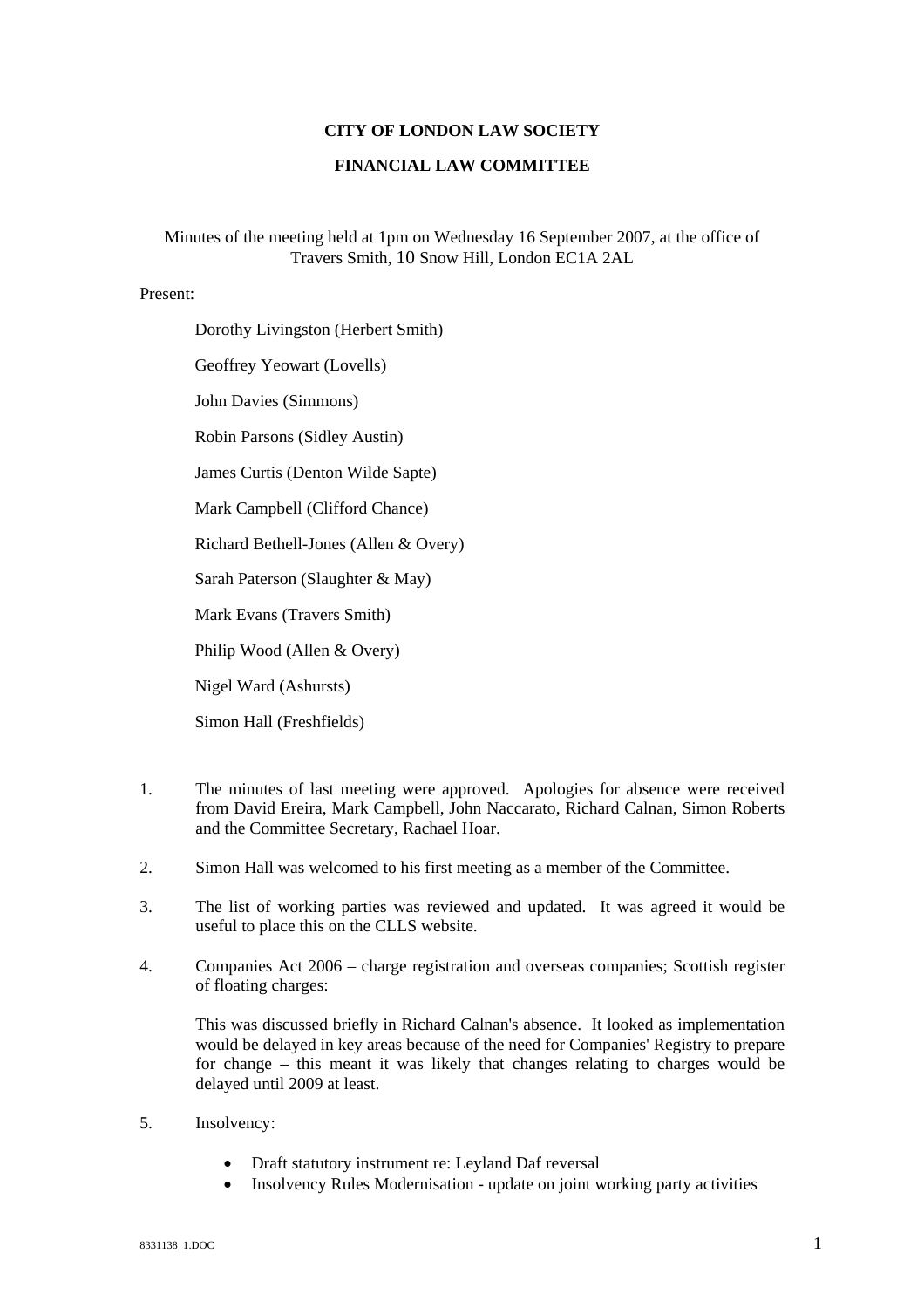**CITY OF LONDON LAW SOCIETY**

**FINANCIAL LAW COMMITTEE**

Minutes of the meeting held at 1pm on Wednesday 16 September 2007, at the office of Travers Smith, 10 Snow Hill, London EC1A 2AL

Present:

Dorothy Livingston (Herbert Smith)

Geoffrey Yeowart (Lovells)

John Davies (Simmons)

Robin Parsons (Sidley Austin)

James Curtis (Denton Wilde Sapte)

Mark Campbell (Clifford Chance)

Richard Bethell-Jones (Allen & Overy)

Sarah Paterson (Slaughter & May)

Mark Evans (Travers Smith)

Philip Wood (Allen & Overy)

Nigel Ward (Ashursts)

Simon Hall (Freshfields)

1. The minutes of last meeting were approved. Apologies for absence were received from David Ereira, Mark Campbell, John Naccarato, Richard Calnan, Simon Roberts and the Committee Secretary, Rachael Hoar.

2. Simon Hall was welcomed to his first meeting as a member of the Committee.

3. The list of working parties was reviewed and updated. It was agreed it would be useful to place this on the CLLS website.

4. Companies Act 2006 – charge registration and overseas companies; Scottish register of floating charges:

   This was discussed briefly in Richard Calnan's absence. It looked as implementation would be delayed in key areas because of the need for Companies' Registry to prepare for change – this meant it was likely that changes relating to charges would be delayed until 2009 at least.

5. Insolvency:

   - Draft statutory instrument re: Leyland Daf reversal
   - Insolvency Rules Modernisation - update on joint working party activities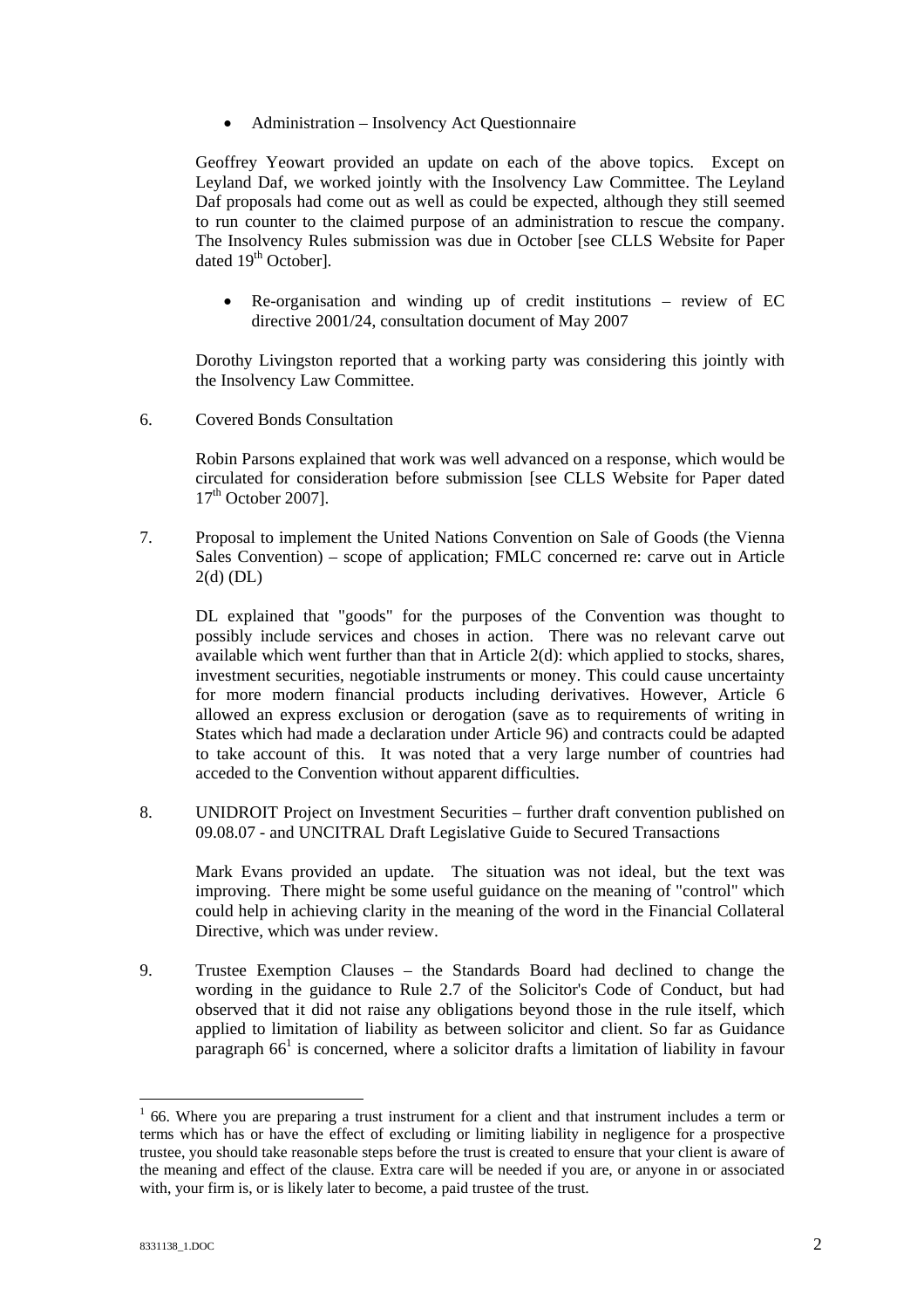- Administration – Insolvency Act Questionnaire

Geoffrey Yeowart provided an update on each of the above topics. Except on Leyland Daf, we worked jointly with the Insolvency Law Committee. The Leyland Daf proposals had come out as well as could be expected, although they still seemed to run counter to the claimed purpose of an administration to rescue the company. The Insolvency Rules submission was due in October [see CLLS Website for Paper dated 19th October].

- Re-organisation and winding up of credit institutions – review of EC directive 2001/24, consultation document of May 2007

Dorothy Livingston reported that a working party was considering this jointly with the Insolvency Law Committee.

6. Covered Bonds Consultation

Robin Parsons explained that work was well advanced on a response, which would be circulated for consideration before submission [see CLLS Website for Paper dated 17th October 2007].

7. Proposal to implement the United Nations Convention on Sale of Goods (the Vienna Sales Convention) – scope of application; FMLC concerned re: carve out in Article 2(d) (DL)

DL explained that "goods" for the purposes of the Convention was thought to possibly include services and choses in action. There was no relevant carve out available which went further than that in Article 2(d): which applied to stocks, shares, investment securities, negotiable instruments or money. This could cause uncertainty for more modern financial products including derivatives. However, Article 6 allowed an express exclusion or derogation (save as to requirements of writing in States which had made a declaration under Article 96) and contracts could be adapted to take account of this. It was noted that a very large number of countries had acceded to the Convention without apparent difficulties.

8. UNIDROIT Project on Investment Securities – further draft convention published on 09.08.07 - and UNCITRAL Draft Legislative Guide to Secured Transactions

Mark Evans provided an update. The situation was not ideal, but the text was improving. There might be some useful guidance on the meaning of "control" which could help in achieving clarity in the meaning of the word in the Financial Collateral Directive, which was under review.

9. Trustee Exemption Clauses – the Standards Board had declined to change the wording in the guidance to Rule 2.7 of the Solicitor's Code of Conduct, but had observed that it did not raise any obligations beyond those in the rule itself, which applied to limitation of liability as between solicitor and client. So far as Guidance paragraph 66[1] is concerned, where a solicitor drafts a limitation of liability in favour

---

[1] 66. Where you are preparing a trust instrument for a client and that instrument includes a term or terms which has or have the effect of excluding or limiting liability in negligence for a prospective trustee, you should take reasonable steps before the trust is created to ensure that your client is aware of the meaning and effect of the clause. Extra care will be needed if you are, or anyone in or associated with, your firm is, or is likely later to become, a paid trustee of the trust.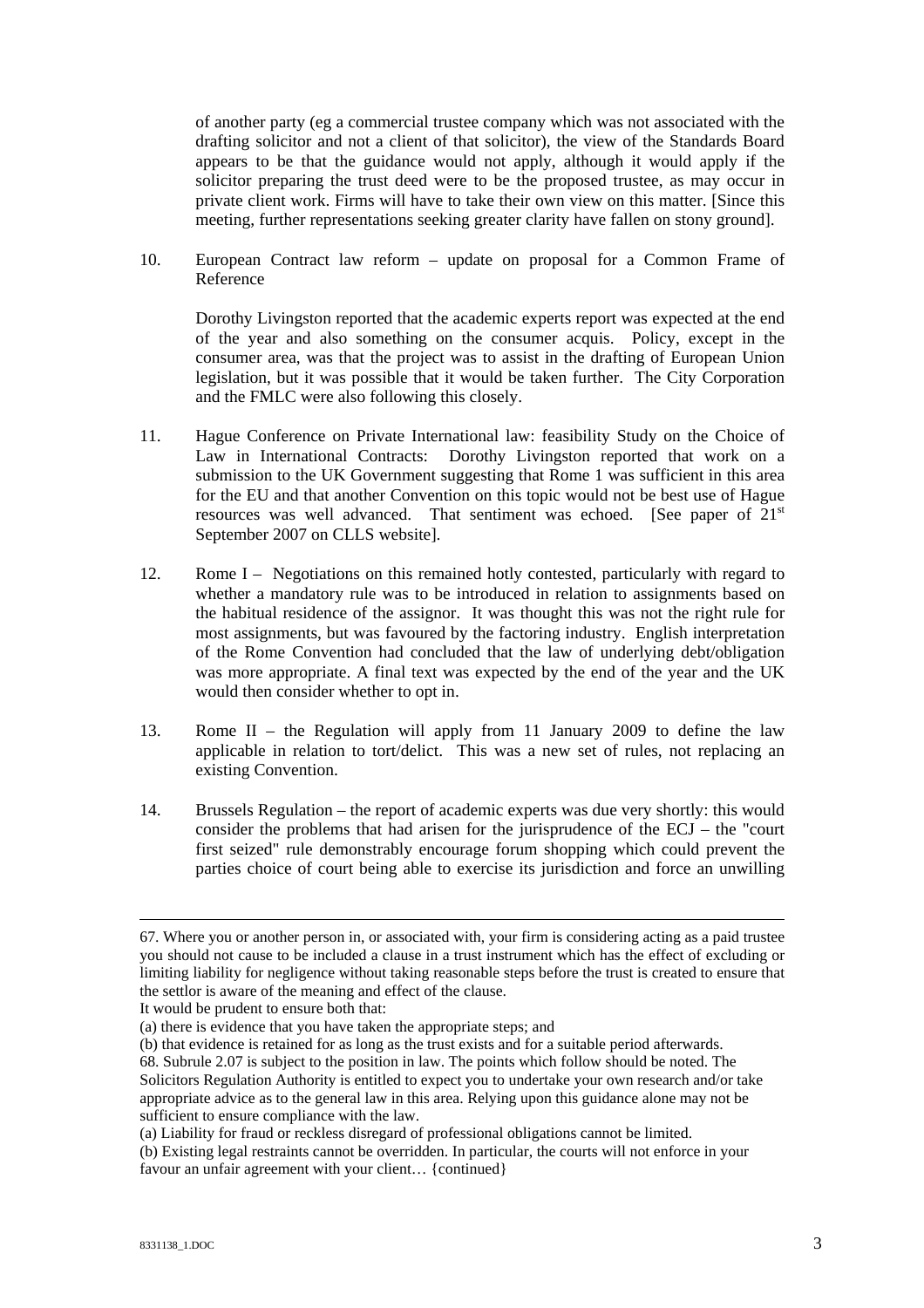of another party (eg a commercial trustee company which was not associated with the drafting solicitor and not a client of that solicitor), the view of the Standards Board appears to be that the guidance would not apply, although it would apply if the solicitor preparing the trust deed were to be the proposed trustee, as may occur in private client work. Firms will have to take their own view on this matter. [Since this meeting, further representations seeking greater clarity have fallen on stony ground].

10. European Contract law reform – update on proposal for a Common Frame of Reference

    Dorothy Livingston reported that the academic experts report was expected at the end of the year and also something on the consumer acquis. Policy, except in the consumer area, was that the project was to assist in the drafting of European Union legislation, but it was possible that it would be taken further. The City Corporation and the FMLC were also following this closely.

11. Hague Conference on Private International law: feasibility Study on the Choice of Law in International Contracts: Dorothy Livingston reported that work on a submission to the UK Government suggesting that Rome 1 was sufficient in this area for the EU and that another Convention on this topic would not be best use of Hague resources was well advanced. That sentiment was echoed. [See paper of 21st September 2007 on CLLS website].

12. Rome I – Negotiations on this remained hotly contested, particularly with regard to whether a mandatory rule was to be introduced in relation to assignments based on the habitual residence of the assignor. It was thought this was not the right rule for most assignments, but was favoured by the factoring industry. English interpretation of the Rome Convention had concluded that the law of underlying debt/obligation was more appropriate. A final text was expected by the end of the year and the UK would then consider whether to opt in.

13. Rome II – the Regulation will apply from 11 January 2009 to define the law applicable in relation to tort/delict. This was a new set of rules, not replacing an existing Convention.

14. Brussels Regulation – the report of academic experts was due very shortly: this would consider the problems that had arisen for the jurisprudence of the ECJ – the "court first seized" rule demonstrably encourage forum shopping which could prevent the parties choice of court being able to exercise its jurisdiction and force an unwilling

---

67. Where you or another person in, or associated with, your firm is considering acting as a paid trustee you should not cause to be included a clause in a trust instrument which has the effect of excluding or limiting liability for negligence without taking reasonable steps before the trust is created to ensure that the settlor is aware of the meaning and effect of the clause.

It would be prudent to ensure both that:

(a) there is evidence that you have taken the appropriate steps; and

(b) that evidence is retained for as long as the trust exists and for a suitable period afterwards.

68. Subrule 2.07 is subject to the position in law. The points which follow should be noted. The Solicitors Regulation Authority is entitled to expect you to undertake your own research and/or take appropriate advice as to the general law in this area. Relying upon this guidance alone may not be sufficient to ensure compliance with the law.

(a) Liability for fraud or reckless disregard of professional obligations cannot be limited.

(b) Existing legal restraints cannot be overridden. In particular, the courts will not enforce in your favour an unfair agreement with your client… {continued}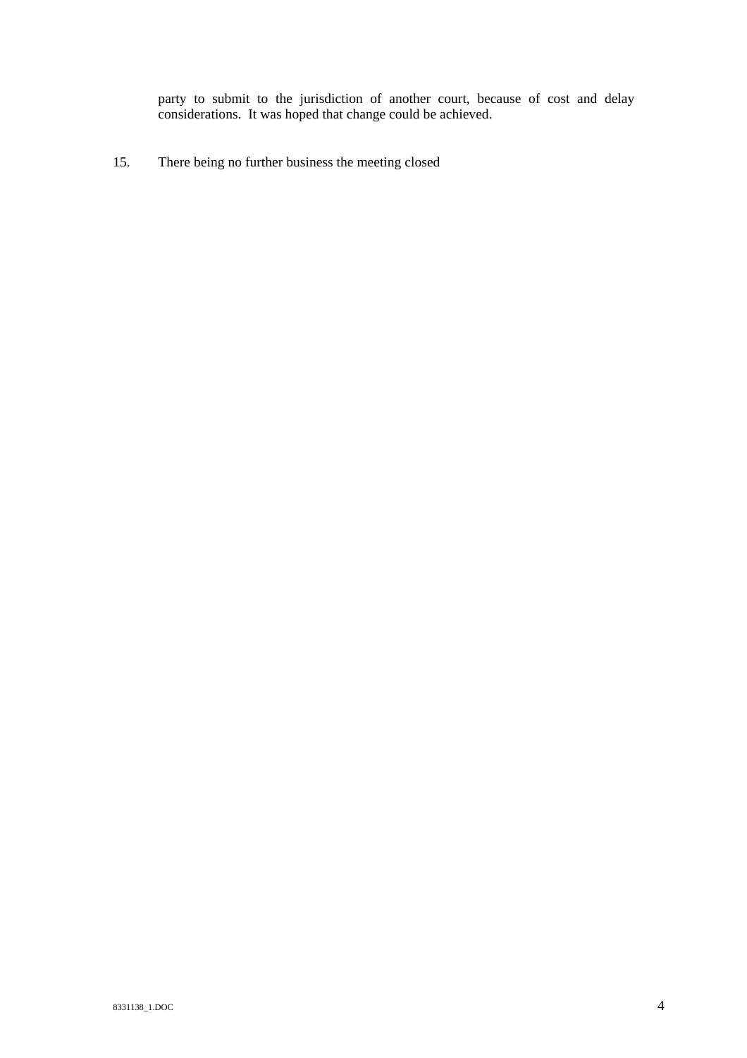party to submit to the jurisdiction of another court, because of cost and delay considerations. It was hoped that change could be achieved.

15. There being no further business the meeting closed